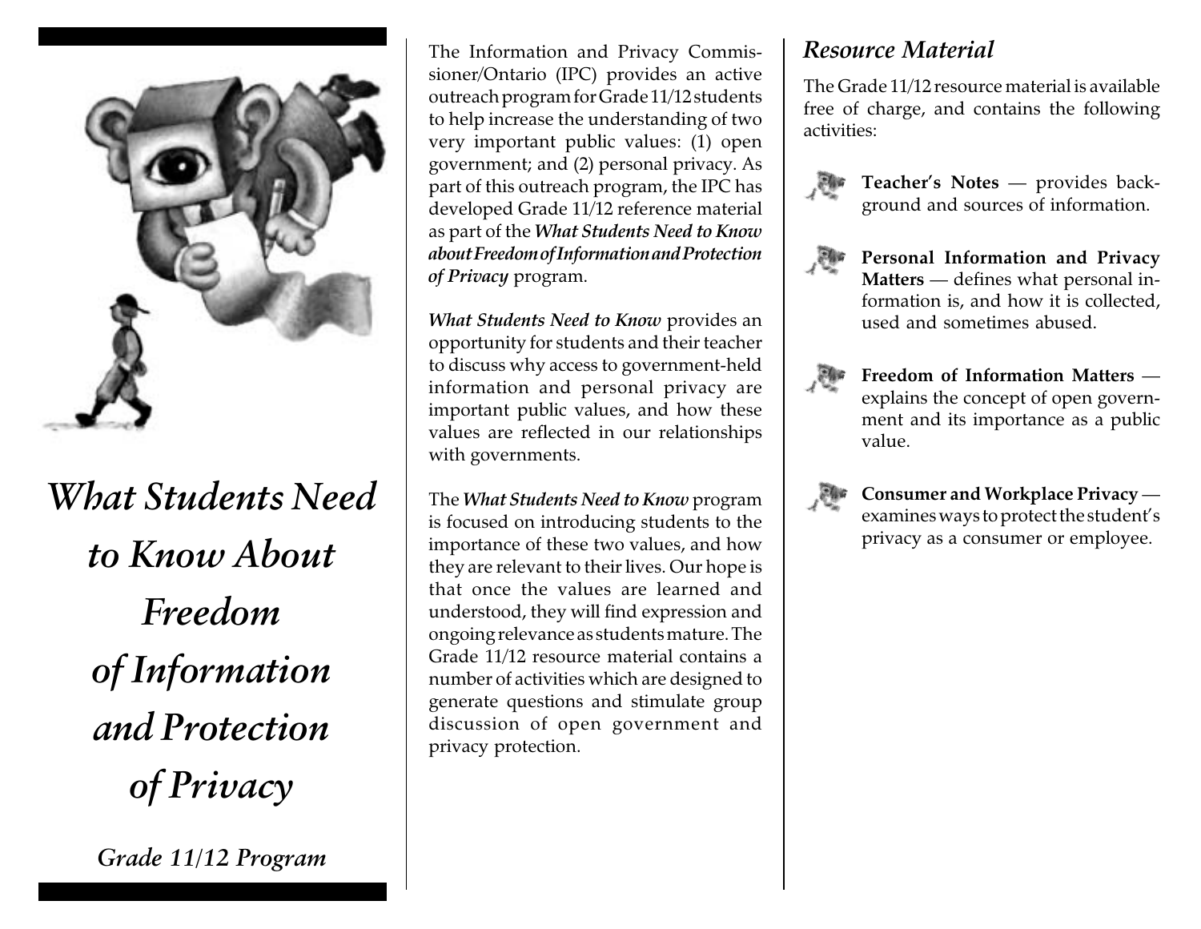# *What Students Need to Know About Freedom of Information and Protection of Privacy*

*Grade 11/12 Program*

The Information and Privacy Commissioner/Ontario (IPC) provides an active outreach program for Grade 11/12 students to help increase the understanding of two very important public values: (1) open government; and (2) personal privacy. As part of this outreach program, the IPC has developed Grade 11/12 reference material as part of the ***What Students Need to Know about Freedom of Information and Protection of Privacy*** program.

***What Students Need to Know*** provides an opportunity for students and their teacher to discuss why access to government-held information and personal privacy are important public values, and how these values are reflected in our relationships with governments.

The ***What Students Need to Know*** program is focused on introducing students to the importance of these two values, and how they are relevant to their lives. Our hope is that once the values are learned and understood, they will find expression and ongoing relevance as students mature. The Grade 11/12 resource material contains a number of activities which are designed to generate questions and stimulate group discussion of open government and privacy protection.

## *Resource Material*

The Grade 11/12 resource material is available free of charge, and contains the following activities:

- **Teacher's Notes** — provides background and sources of information.
- **Personal Information and Privacy Matters** — defines what personal information is, and how it is collected, used and sometimes abused.
- **Freedom of Information Matters** — explains the concept of open government and its importance as a public value.
- **Consumer and Workplace Privacy** — examines ways to protect the student's privacy as a consumer or employee.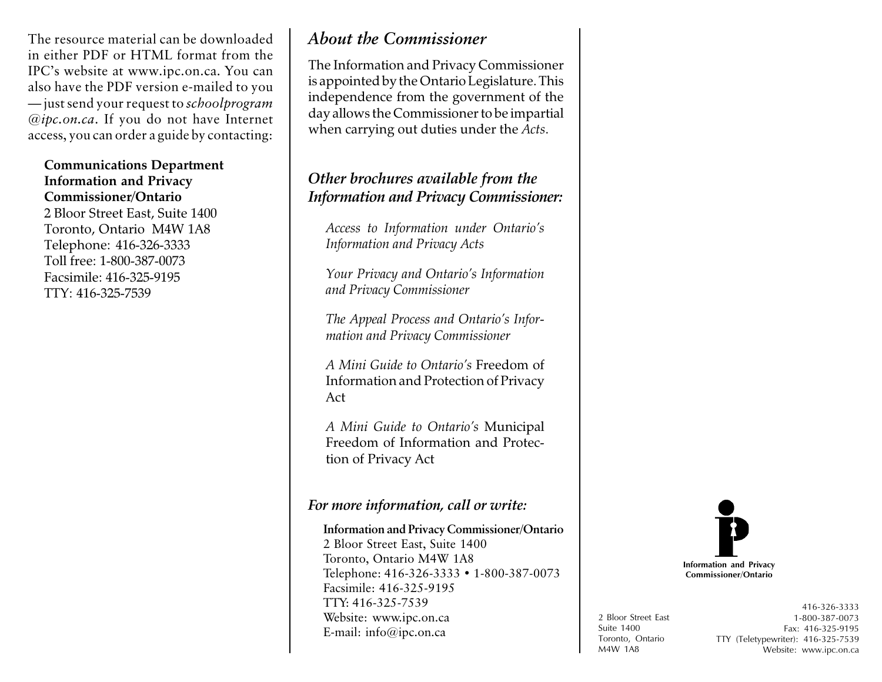The resource material can be downloaded in either PDF or HTML format from the IPC's website at www.ipc.on.ca. You can also have the PDF version e-mailed to you — just send your request to *schoolprogram @ipc.on.ca*. If you do not have Internet access, you can order a guide by contacting:

**Communications Department**
**Information and Privacy Commissioner/Ontario**
2 Bloor Street East, Suite 1400
Toronto, Ontario M4W 1A8
Telephone: 416-326-3333
Toll free: 1-800-387-0073
Facsimile: 416-325-9195
TTY: 416-325-7539

## *About the Commissioner*

The Information and Privacy Commissioner is appointed by the Ontario Legislature. This independence from the government of the day allows the Commissioner to be impartial when carrying out duties under the *Acts*.

## *Other brochures available from the Information and Privacy Commissioner:*

*Access to Information under Ontario's Information and Privacy Acts*

*Your Privacy and Ontario's Information and Privacy Commissioner*

*The Appeal Process and Ontario's Information and Privacy Commissioner*

*A Mini Guide to Ontario's* Freedom of Information and Protection of Privacy Act

*A Mini Guide to Ontario's* Municipal Freedom of Information and Protection of Privacy Act

## *For more information, call or write:*

**Information and Privacy Commissioner/Ontario**
2 Bloor Street East, Suite 1400
Toronto, Ontario M4W 1A8
Telephone: 416-326-3333 • 1-800-387-0073
Facsimile: 416-325-9195
TTY: 416-325-7539
Website: www.ipc.on.ca
E-mail: info@ipc.on.ca

**Information and Privacy Commissioner/Ontario**

2 Bloor Street East
Suite 1400
Toronto, Ontario
M4W 1A8

416-326-3333
1-800-387-0073
Fax: 416-325-9195
TTY (Teletypewriter): 416-325-7539
Website: www.ipc.on.ca